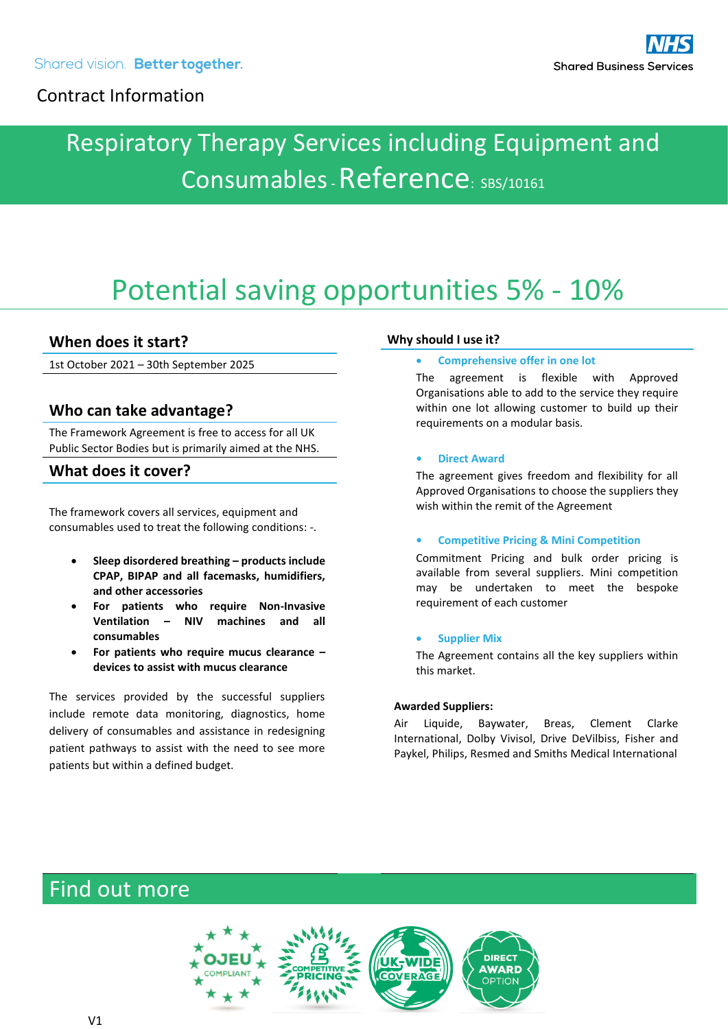Shared vision. **Better together.**

NHS Shared Business Services

Contract Information

# Respiratory Therapy Services including Equipment and Consumables - Reference: SBS/10161

## Potential saving opportunities 5% - 10%

### When does it start?

1st October 2021 – 30th September 2025

### Who can take advantage?

The Framework Agreement is free to access for all UK Public Sector Bodies but is primarily aimed at the NHS.

### What does it cover?

The framework covers all services, equipment and consumables used to treat the following conditions: -.

- **Sleep disordered breathing – products include CPAP, BIPAP and all facemasks, humidifiers, and other accessories**
- **For patients who require Non-Invasive Ventilation – NIV machines and all consumables**
- **For patients who require mucus clearance – devices to assist with mucus clearance**

The services provided by the successful suppliers include remote data monitoring, diagnostics, home delivery of consumables and assistance in redesigning patient pathways to assist with the need to see more patients but within a defined budget.

### Why should I use it?

- **Comprehensive offer in one lot**

  The agreement is flexible with Approved Organisations able to add to the service they require within one lot allowing customer to build up their requirements on a modular basis.

- **Direct Award**

  The agreement gives freedom and flexibility for all Approved Organisations to choose the suppliers they wish within the remit of the Agreement

- **Competitive Pricing & Mini Competition**

  Commitment Pricing and bulk order pricing is available from several suppliers. Mini competition may be undertaken to meet the bespoke requirement of each customer

- **Supplier Mix**

  The Agreement contains all the key suppliers within this market.

**Awarded Suppliers:**

Air Liquide, Baywater, Breas, Clement Clarke International, Dolby Vivisol, Drive DeVilbiss, Fisher and Paykel, Philips, Resmed and Smiths Medical International

## Find out more

OJEU COMPLIANT | COMPETITIVE PRICING | UK-WIDE COVERAGE | DIRECT AWARD OPTION

V1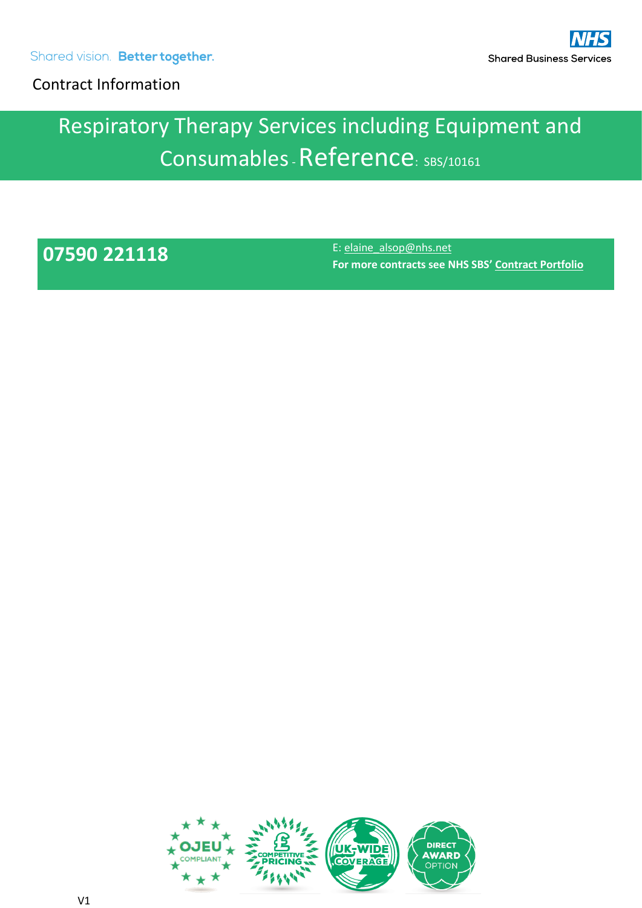Shared vision. **Better together.**

**NHS** Shared Business Services

Contract Information

# Respiratory Therapy Services including Equipment and Consumables - Reference: SBS/10161

**07590 221118**

E: elaine_alsop@nhs.net

**For more contracts see NHS SBS' Contract Portfolio**

OJEU COMPLIANT

COMPETITIVE PRICING

UK-WIDE COVERAGE

DIRECT AWARD OPTION

V1